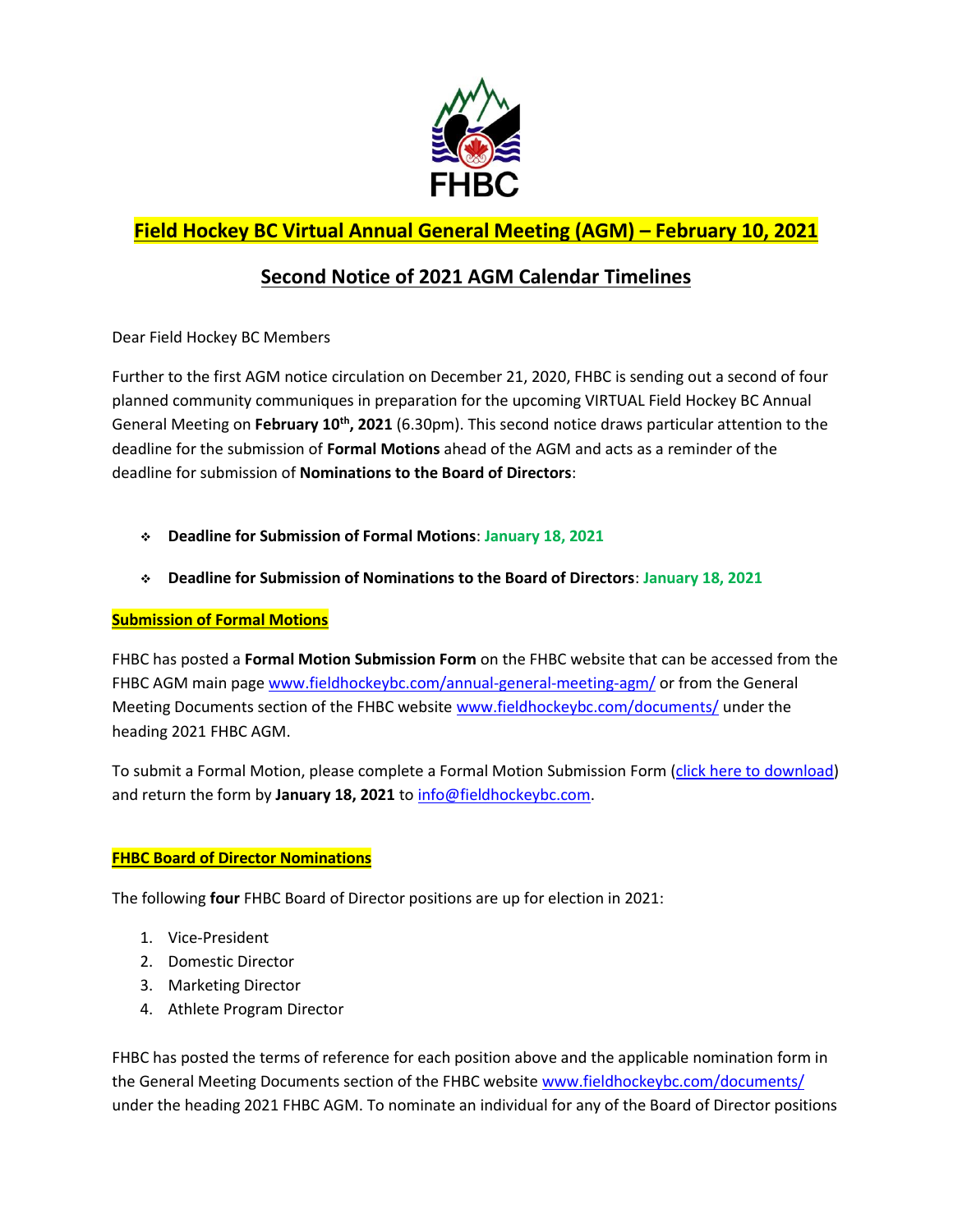# Field Hockey BC Virtual Annual General Meeting (AGM) – February 10, 2021

## Second Notice of 2021 AGM Calendar Timelines

Dear Field Hockey BC Members

Further to the first AGM notice circulation on December 21, 2020, FHBC is sending out a second of four planned community communiques in preparation for the upcoming VIRTUAL Field Hockey BC Annual General Meeting on **February 10th, 2021** (6.30pm). This second notice draws particular attention to the deadline for the submission of **Formal Motions** ahead of the AGM and acts as a reminder of the deadline for submission of **Nominations to the Board of Directors**:

- **Deadline for Submission of Formal Motions**: **January 18, 2021**
- **Deadline for Submission of Nominations to the Board of Directors**: **January 18, 2021**

**Submission of Formal Motions**

FHBC has posted a **Formal Motion Submission Form** on the FHBC website that can be accessed from the FHBC AGM main page www.fieldhockeybc.com/annual-general-meeting-agm/ or from the General Meeting Documents section of the FHBC website www.fieldhockeybc.com/documents/ under the heading 2021 FHBC AGM.

To submit a Formal Motion, please complete a Formal Motion Submission Form (click here to download) and return the form by **January 18, 2021** to info@fieldhockeybc.com.

**FHBC Board of Director Nominations**

The following **four** FHBC Board of Director positions are up for election in 2021:

1. Vice-President
2. Domestic Director
3. Marketing Director
4. Athlete Program Director

FHBC has posted the terms of reference for each position above and the applicable nomination form in the General Meeting Documents section of the FHBC website www.fieldhockeybc.com/documents/ under the heading 2021 FHBC AGM. To nominate an individual for any of the Board of Director positions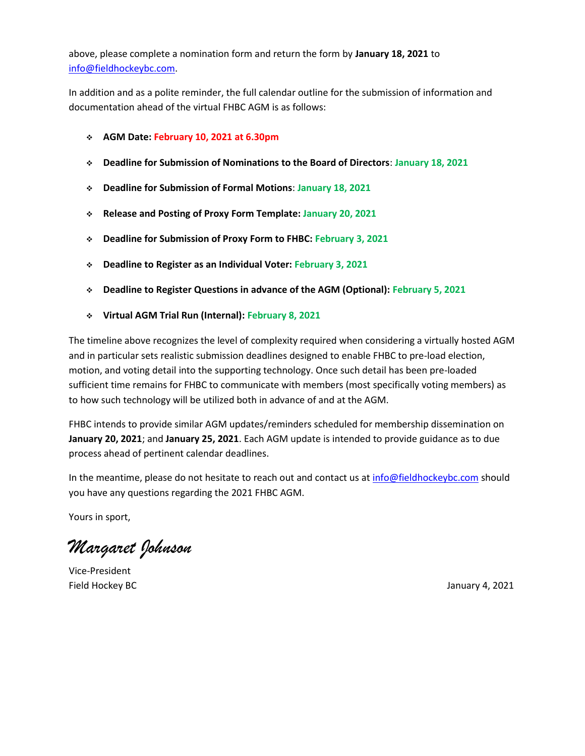above, please complete a nomination form and return the form by **January 18, 2021** to info@fieldhockeybc.com.

In addition and as a polite reminder, the full calendar outline for the submission of information and documentation ahead of the virtual FHBC AGM is as follows:

- **AGM Date: February 10, 2021 at 6.30pm**
- **Deadline for Submission of Nominations to the Board of Directors**: **January 18, 2021**
- **Deadline for Submission of Formal Motions**: **January 18, 2021**
- **Release and Posting of Proxy Form Template: January 20, 2021**
- **Deadline for Submission of Proxy Form to FHBC: February 3, 2021**
- **Deadline to Register as an Individual Voter: February 3, 2021**
- **Deadline to Register Questions in advance of the AGM (Optional): February 5, 2021**
- **Virtual AGM Trial Run (Internal): February 8, 2021**

The timeline above recognizes the level of complexity required when considering a virtually hosted AGM and in particular sets realistic submission deadlines designed to enable FHBC to pre-load election, motion, and voting detail into the supporting technology. Once such detail has been pre-loaded sufficient time remains for FHBC to communicate with members (most specifically voting members) as to how such technology will be utilized both in advance of and at the AGM.

FHBC intends to provide similar AGM updates/reminders scheduled for membership dissemination on **January 20, 2021**; and **January 25, 2021**. Each AGM update is intended to provide guidance as to due process ahead of pertinent calendar deadlines.

In the meantime, please do not hesitate to reach out and contact us at info@fieldhockeybc.com should you have any questions regarding the 2021 FHBC AGM.

Yours in sport,

*Margaret Johnson*

Vice-President
Field Hockey BC

January 4, 2021